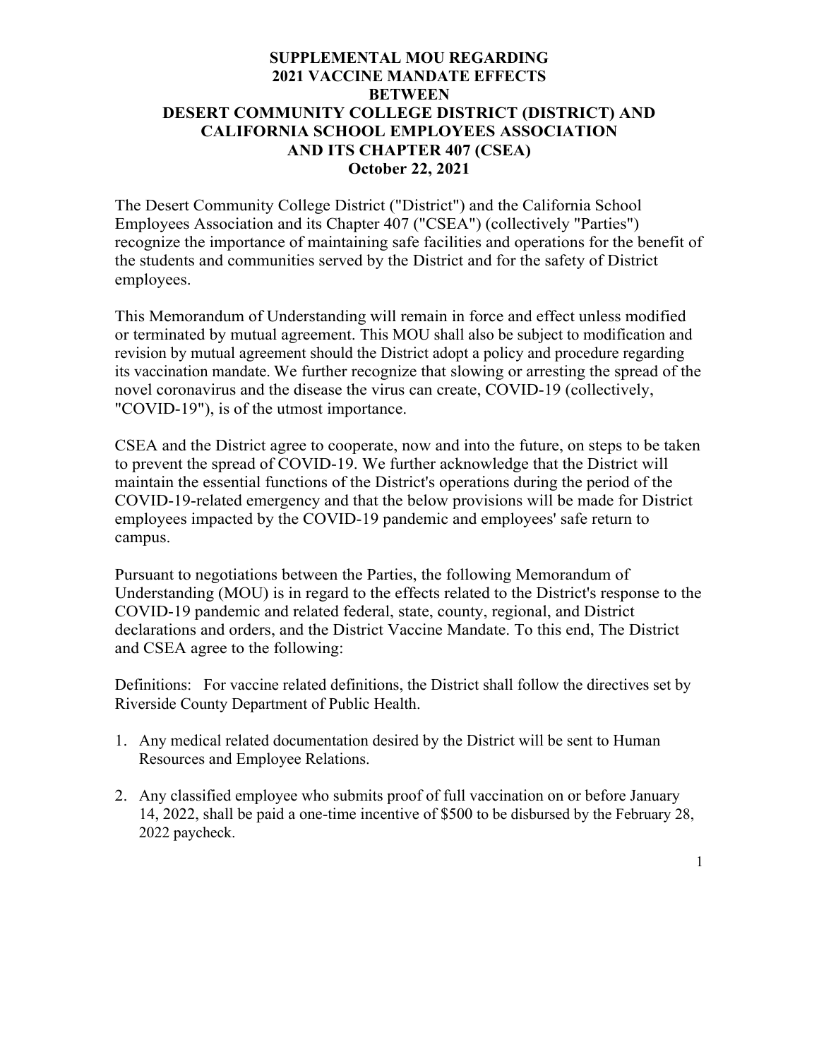# SUPPLEMENTAL MOU REGARDING 2021 VACCINE MANDATE EFFECTS BETWEEN DESERT COMMUNITY COLLEGE DISTRICT (DISTRICT) AND CALIFORNIA SCHOOL EMPLOYEES ASSOCIATION AND ITS CHAPTER 407 (CSEA)

**October 22, 2021**

The Desert Community College District ("District") and the California School Employees Association and its Chapter 407 ("CSEA") (collectively "Parties") recognize the importance of maintaining safe facilities and operations for the benefit of the students and communities served by the District and for the safety of District employees.

This Memorandum of Understanding will remain in force and effect unless modified or terminated by mutual agreement. This MOU shall also be subject to modification and revision by mutual agreement should the District adopt a policy and procedure regarding its vaccination mandate. We further recognize that slowing or arresting the spread of the novel coronavirus and the disease the virus can create, COVID-19 (collectively, "COVID-19"), is of the utmost importance.

CSEA and the District agree to cooperate, now and into the future, on steps to be taken to prevent the spread of COVID-19. We further acknowledge that the District will maintain the essential functions of the District's operations during the period of the COVID-19-related emergency and that the below provisions will be made for District employees impacted by the COVID-19 pandemic and employees' safe return to campus.

Pursuant to negotiations between the Parties, the following Memorandum of Understanding (MOU) is in regard to the effects related to the District's response to the COVID-19 pandemic and related federal, state, county, regional, and District declarations and orders, and the District Vaccine Mandate. To this end, The District and CSEA agree to the following:

Definitions: For vaccine related definitions, the District shall follow the directives set by Riverside County Department of Public Health.

1. Any medical related documentation desired by the District will be sent to Human Resources and Employee Relations.
2. Any classified employee who submits proof of full vaccination on or before January 14, 2022, shall be paid a one-time incentive of $500 to be disbursed by the February 28, 2022 paycheck.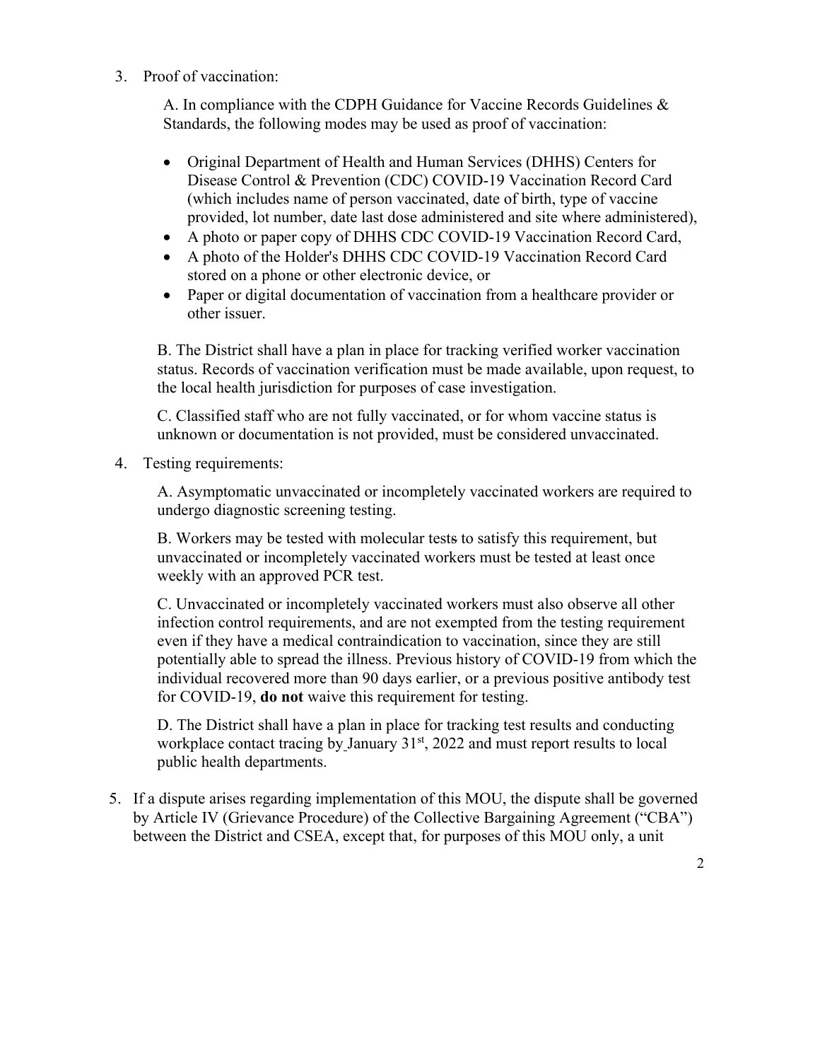3. Proof of vaccination:

   A. In compliance with the CDPH Guidance for Vaccine Records Guidelines & Standards, the following modes may be used as proof of vaccination:

   - Original Department of Health and Human Services (DHHS) Centers for Disease Control & Prevention (CDC) COVID-19 Vaccination Record Card (which includes name of person vaccinated, date of birth, type of vaccine provided, lot number, date last dose administered and site where administered),
   - A photo or paper copy of DHHS CDC COVID-19 Vaccination Record Card,
   - A photo of the Holder's DHHS CDC COVID-19 Vaccination Record Card stored on a phone or other electronic device, or
   - Paper or digital documentation of vaccination from a healthcare provider or other issuer.

   B. The District shall have a plan in place for tracking verified worker vaccination status. Records of vaccination verification must be made available, upon request, to the local health jurisdiction for purposes of case investigation.

   C. Classified staff who are not fully vaccinated, or for whom vaccine status is unknown or documentation is not provided, must be considered unvaccinated.

4. Testing requirements:

   A. Asymptomatic unvaccinated or incompletely vaccinated workers are required to undergo diagnostic screening testing.

   B. Workers may be tested with molecular tests to satisfy this requirement, but unvaccinated or incompletely vaccinated workers must be tested at least once weekly with an approved PCR test.

   C. Unvaccinated or incompletely vaccinated workers must also observe all other infection control requirements, and are not exempted from the testing requirement even if they have a medical contraindication to vaccination, since they are still potentially able to spread the illness. Previous history of COVID-19 from which the individual recovered more than 90 days earlier, or a previous positive antibody test for COVID-19, **do not** waive this requirement for testing.

   D. The District shall have a plan in place for tracking test results and conducting workplace contact tracing by January 31st, 2022 and must report results to local public health departments.

5. If a dispute arises regarding implementation of this MOU, the dispute shall be governed by Article IV (Grievance Procedure) of the Collective Bargaining Agreement ("CBA") between the District and CSEA, except that, for purposes of this MOU only, a unit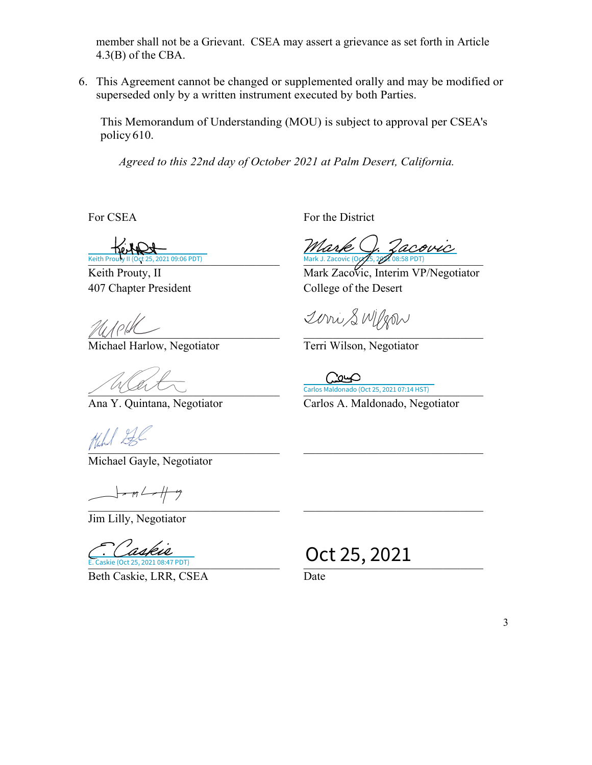member shall not be a Grievant. CSEA may assert a grievance as set forth in Article 4.3(B) of the CBA.

6. This Agreement cannot be changed or supplemented orally and may be modified or superseded only by a written instrument executed by both Parties.

This Memorandum of Understanding (MOU) is subject to approval per CSEA's policy 610.

*Agreed to this 22nd day of October 2021 at Palm Desert, California.*

| For CSEA | For the District |
|---|---|
| Keith Prouty II (Oct 25, 2021 09:06 PDT) | Mark J. Zacovic (Oct 25, 2021 08:58 PDT) |
| Keith Prouty, II<br>407 Chapter President | Mark Zacovic, Interim VP/Negotiator<br>College of the Desert |
| Michael Harlow, Negotiator | Terri Wilson, Negotiator |
| | Carlos Maldonado (Oct 25, 2021 07:14 HST) |
| Ana Y. Quintana, Negotiator | Carlos A. Maldonado, Negotiator |
| Michael Gayle, Negotiator | |
| Jim Lilly, Negotiator | |
| E. Caskie (Oct 25, 2021 08:47 PDT) | Oct 25, 2021 |
| Beth Caskie, LRR, CSEA | Date |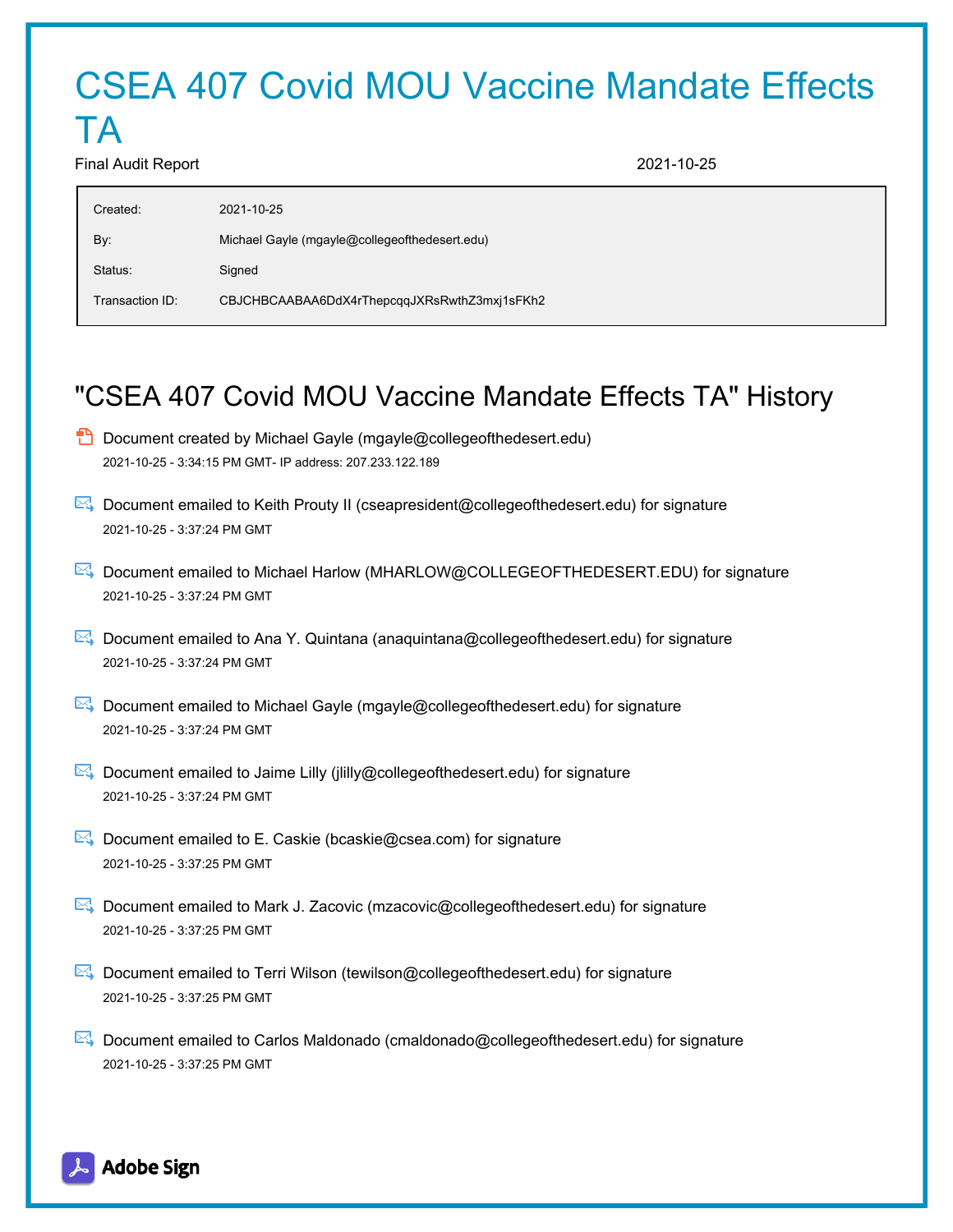# CSEA 407 Covid MOU Vaccine Mandate Effects TA

Final Audit Report 2021-10-25

| | |
|---|---|
| Created: | 2021-10-25 |
| By: | Michael Gayle (mgayle@collegeofthedesert.edu) |
| Status: | Signed |
| Transaction ID: | CBJCHBCAABAA6DdX4rThepcqqJXRsRwthZ3mxj1sFKh2 |

## "CSEA 407 Covid MOU Vaccine Mandate Effects TA" History

- Document created by Michael Gayle (mgayle@collegeofthedesert.edu)
  2021-10-25 - 3:34:15 PM GMT- IP address: 207.233.122.189

- Document emailed to Keith Prouty II (cseapresident@collegeofthedesert.edu) for signature
  2021-10-25 - 3:37:24 PM GMT

- Document emailed to Michael Harlow (MHARLOW@COLLEGEOFTHEDESERT.EDU) for signature
  2021-10-25 - 3:37:24 PM GMT

- Document emailed to Ana Y. Quintana (anaquintana@collegeofthedesert.edu) for signature
  2021-10-25 - 3:37:24 PM GMT

- Document emailed to Michael Gayle (mgayle@collegeofthedesert.edu) for signature
  2021-10-25 - 3:37:24 PM GMT

- Document emailed to Jaime Lilly (jlilly@collegeofthedesert.edu) for signature
  2021-10-25 - 3:37:24 PM GMT

- Document emailed to E. Caskie (bcaskie@csea.com) for signature
  2021-10-25 - 3:37:25 PM GMT

- Document emailed to Mark J. Zacovic (mzacovic@collegeofthedesert.edu) for signature
  2021-10-25 - 3:37:25 PM GMT

- Document emailed to Terri Wilson (tewilson@collegeofthedesert.edu) for signature
  2021-10-25 - 3:37:25 PM GMT

- Document emailed to Carlos Maldonado (cmaldonado@collegeofthedesert.edu) for signature
  2021-10-25 - 3:37:25 PM GMT

Adobe Sign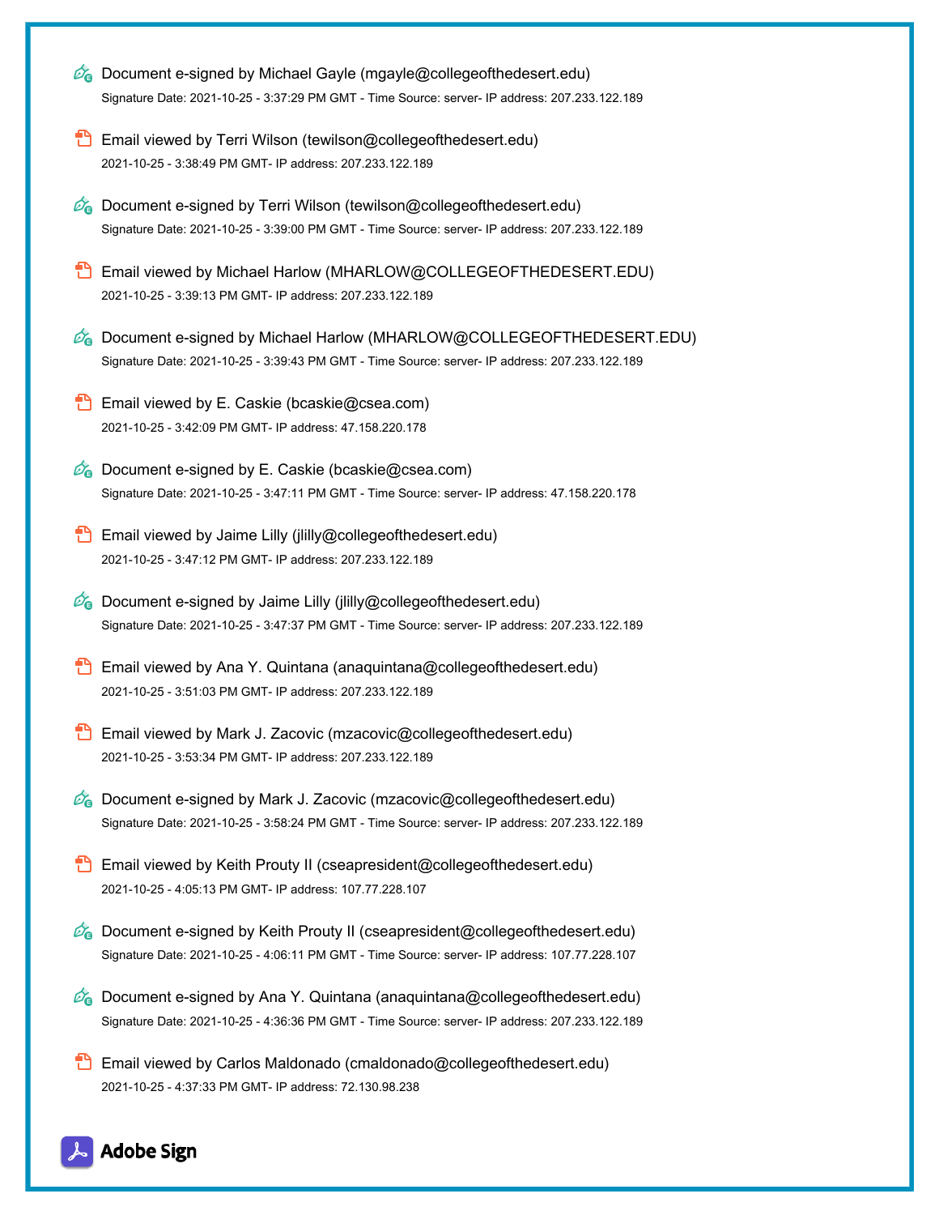Document e-signed by Michael Gayle (mgayle@collegeofthedesert.edu)

Signature Date: 2021-10-25 - 3:37:29 PM GMT - Time Source: server- IP address: 207.233.122.189

Email viewed by Terri Wilson (tewilson@collegeofthedesert.edu)

2021-10-25 - 3:38:49 PM GMT- IP address: 207.233.122.189

Document e-signed by Terri Wilson (tewilson@collegeofthedesert.edu)

Signature Date: 2021-10-25 - 3:39:00 PM GMT - Time Source: server- IP address: 207.233.122.189

Email viewed by Michael Harlow (MHARLOW@COLLEGEOFTHEDESERT.EDU)

2021-10-25 - 3:39:13 PM GMT- IP address: 207.233.122.189

Document e-signed by Michael Harlow (MHARLOW@COLLEGEOFTHEDESERT.EDU)

Signature Date: 2021-10-25 - 3:39:43 PM GMT - Time Source: server- IP address: 207.233.122.189

Email viewed by E. Caskie (bcaskie@csea.com)

2021-10-25 - 3:42:09 PM GMT- IP address: 47.158.220.178

Document e-signed by E. Caskie (bcaskie@csea.com)

Signature Date: 2021-10-25 - 3:47:11 PM GMT - Time Source: server- IP address: 47.158.220.178

Email viewed by Jaime Lilly (jlilly@collegeofthedesert.edu)

2021-10-25 - 3:47:12 PM GMT- IP address: 207.233.122.189

Document e-signed by Jaime Lilly (jlilly@collegeofthedesert.edu)

Signature Date: 2021-10-25 - 3:47:37 PM GMT - Time Source: server- IP address: 207.233.122.189

Email viewed by Ana Y. Quintana (anaquintana@collegeofthedesert.edu)

2021-10-25 - 3:51:03 PM GMT- IP address: 207.233.122.189

Email viewed by Mark J. Zacovic (mzacovic@collegeofthedesert.edu)

2021-10-25 - 3:53:34 PM GMT- IP address: 207.233.122.189

Document e-signed by Mark J. Zacovic (mzacovic@collegeofthedesert.edu)

Signature Date: 2021-10-25 - 3:58:24 PM GMT - Time Source: server- IP address: 207.233.122.189

Email viewed by Keith Prouty II (cseapresident@collegeofthedesert.edu)

2021-10-25 - 4:05:13 PM GMT- IP address: 107.77.228.107

Document e-signed by Keith Prouty II (cseapresident@collegeofthedesert.edu)

Signature Date: 2021-10-25 - 4:06:11 PM GMT - Time Source: server- IP address: 107.77.228.107

Document e-signed by Ana Y. Quintana (anaquintana@collegeofthedesert.edu)

Signature Date: 2021-10-25 - 4:36:36 PM GMT - Time Source: server- IP address: 207.233.122.189

Email viewed by Carlos Maldonado (cmaldonado@collegeofthedesert.edu)

2021-10-25 - 4:37:33 PM GMT- IP address: 72.130.98.238

Adobe Sign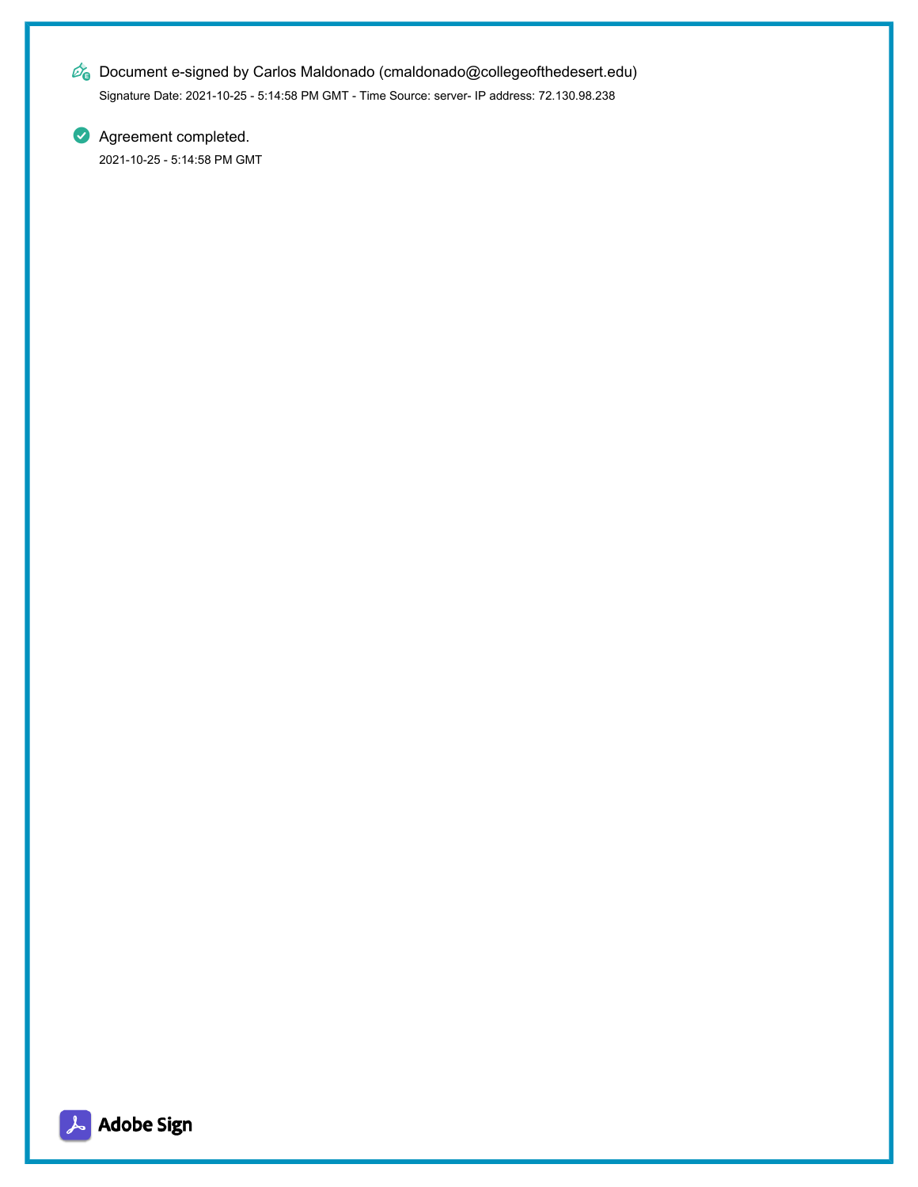Document e-signed by Carlos Maldonado (cmaldonado@collegeofthedesert.edu)

Signature Date: 2021-10-25 - 5:14:58 PM GMT - Time Source: server- IP address: 72.130.98.238

Agreement completed.

2021-10-25 - 5:14:58 PM GMT

Adobe Sign